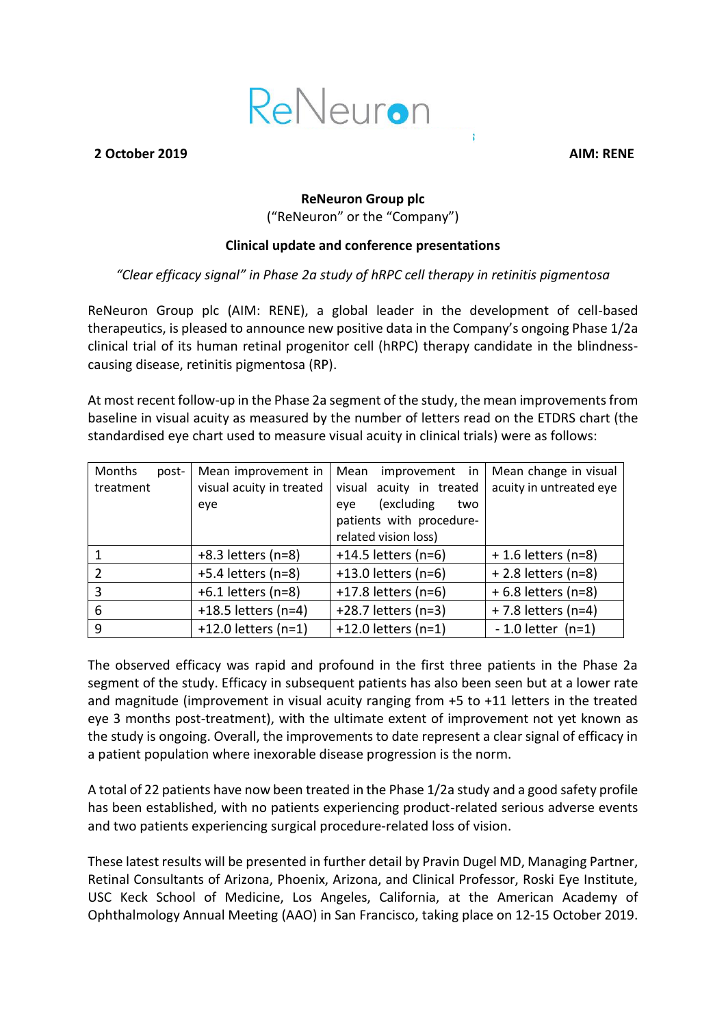ReNeuron

**2 October 2019** **AIM: RENE**

**ReNeuron Group plc**
("ReNeuron" or the "Company")

**Clinical update and conference presentations**

*"Clear efficacy signal" in Phase 2a study of hRPC cell therapy in retinitis pigmentosa*

ReNeuron Group plc (AIM: RENE), a global leader in the development of cell-based therapeutics, is pleased to announce new positive data in the Company's ongoing Phase 1/2a clinical trial of its human retinal progenitor cell (hRPC) therapy candidate in the blindness-causing disease, retinitis pigmentosa (RP).

At most recent follow-up in the Phase 2a segment of the study, the mean improvements from baseline in visual acuity as measured by the number of letters read on the ETDRS chart (the standardised eye chart used to measure visual acuity in clinical trials) were as follows:

| Months post-treatment | Mean improvement in visual acuity in treated eye | Mean improvement in visual acuity in treated eye (excluding two patients with procedure-related vision loss) | Mean change in visual acuity in untreated eye |
|---|---|---|---|
| 1 | +8.3 letters (n=8) | +14.5 letters (n=6) | + 1.6 letters (n=8) |
| 2 | +5.4 letters (n=8) | +13.0 letters (n=6) | + 2.8 letters (n=8) |
| 3 | +6.1 letters (n=8) | +17.8 letters (n=6) | + 6.8 letters (n=8) |
| 6 | +18.5 letters (n=4) | +28.7 letters (n=3) | + 7.8 letters (n=4) |
| 9 | +12.0 letters (n=1) | +12.0 letters (n=1) | - 1.0 letter (n=1) |

The observed efficacy was rapid and profound in the first three patients in the Phase 2a segment of the study. Efficacy in subsequent patients has also been seen but at a lower rate and magnitude (improvement in visual acuity ranging from +5 to +11 letters in the treated eye 3 months post-treatment), with the ultimate extent of improvement not yet known as the study is ongoing. Overall, the improvements to date represent a clear signal of efficacy in a patient population where inexorable disease progression is the norm.

A total of 22 patients have now been treated in the Phase 1/2a study and a good safety profile has been established, with no patients experiencing product-related serious adverse events and two patients experiencing surgical procedure-related loss of vision.

These latest results will be presented in further detail by Pravin Dugel MD, Managing Partner, Retinal Consultants of Arizona, Phoenix, Arizona, and Clinical Professor, Roski Eye Institute, USC Keck School of Medicine, Los Angeles, California, at the American Academy of Ophthalmology Annual Meeting (AAO) in San Francisco, taking place on 12-15 October 2019.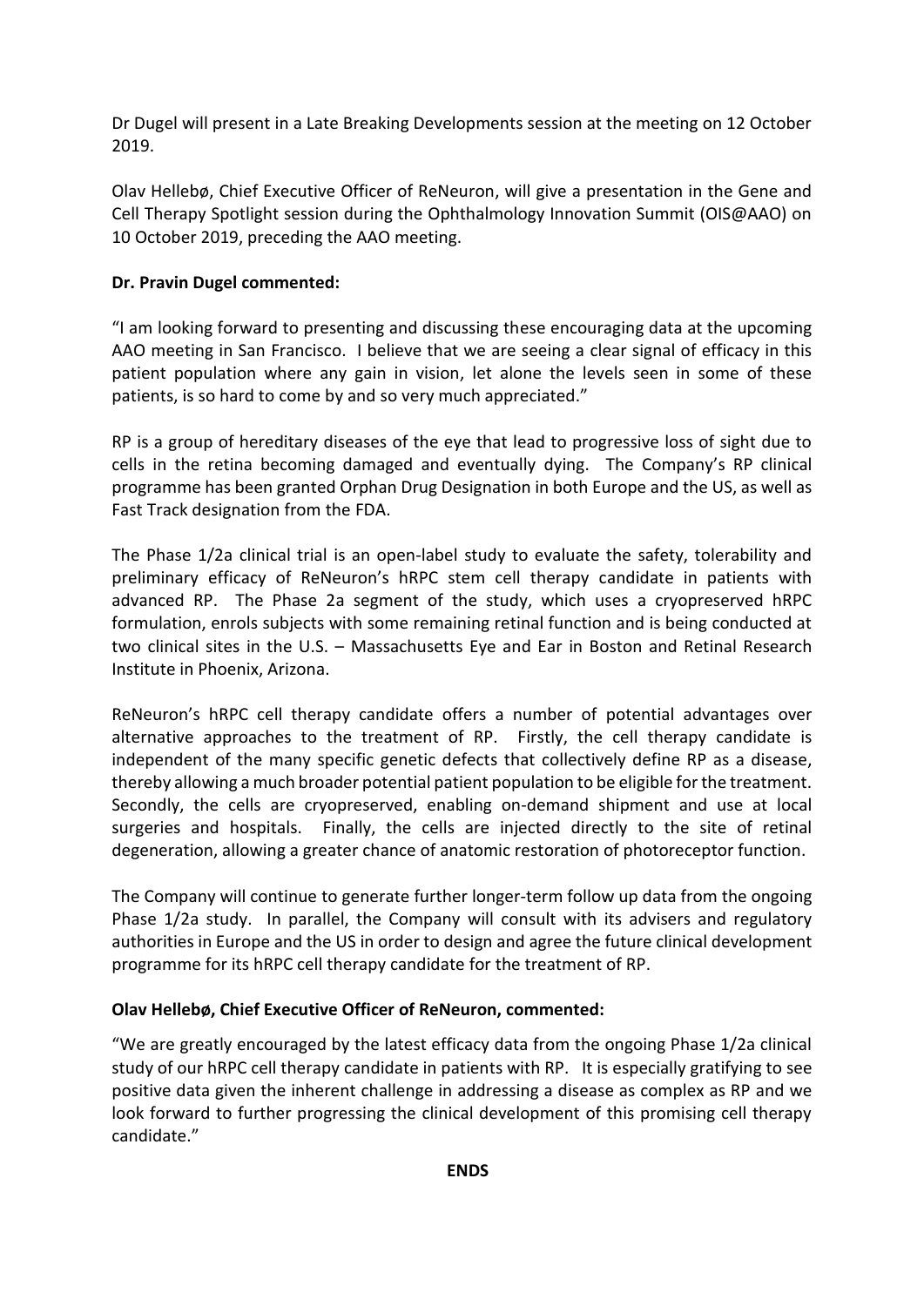Dr Dugel will present in a Late Breaking Developments session at the meeting on 12 October 2019.

Olav Hellebø, Chief Executive Officer of ReNeuron, will give a presentation in the Gene and Cell Therapy Spotlight session during the Ophthalmology Innovation Summit (OIS@AAO) on 10 October 2019, preceding the AAO meeting.

**Dr. Pravin Dugel commented:**

"I am looking forward to presenting and discussing these encouraging data at the upcoming AAO meeting in San Francisco. I believe that we are seeing a clear signal of efficacy in this patient population where any gain in vision, let alone the levels seen in some of these patients, is so hard to come by and so very much appreciated."

RP is a group of hereditary diseases of the eye that lead to progressive loss of sight due to cells in the retina becoming damaged and eventually dying. The Company's RP clinical programme has been granted Orphan Drug Designation in both Europe and the US, as well as Fast Track designation from the FDA.

The Phase 1/2a clinical trial is an open-label study to evaluate the safety, tolerability and preliminary efficacy of ReNeuron's hRPC stem cell therapy candidate in patients with advanced RP. The Phase 2a segment of the study, which uses a cryopreserved hRPC formulation, enrols subjects with some remaining retinal function and is being conducted at two clinical sites in the U.S. – Massachusetts Eye and Ear in Boston and Retinal Research Institute in Phoenix, Arizona.

ReNeuron's hRPC cell therapy candidate offers a number of potential advantages over alternative approaches to the treatment of RP. Firstly, the cell therapy candidate is independent of the many specific genetic defects that collectively define RP as a disease, thereby allowing a much broader potential patient population to be eligible for the treatment. Secondly, the cells are cryopreserved, enabling on-demand shipment and use at local surgeries and hospitals. Finally, the cells are injected directly to the site of retinal degeneration, allowing a greater chance of anatomic restoration of photoreceptor function.

The Company will continue to generate further longer-term follow up data from the ongoing Phase 1/2a study. In parallel, the Company will consult with its advisers and regulatory authorities in Europe and the US in order to design and agree the future clinical development programme for its hRPC cell therapy candidate for the treatment of RP.

**Olav Hellebø, Chief Executive Officer of ReNeuron, commented:**

"We are greatly encouraged by the latest efficacy data from the ongoing Phase 1/2a clinical study of our hRPC cell therapy candidate in patients with RP. It is especially gratifying to see positive data given the inherent challenge in addressing a disease as complex as RP and we look forward to further progressing the clinical development of this promising cell therapy candidate."

**ENDS**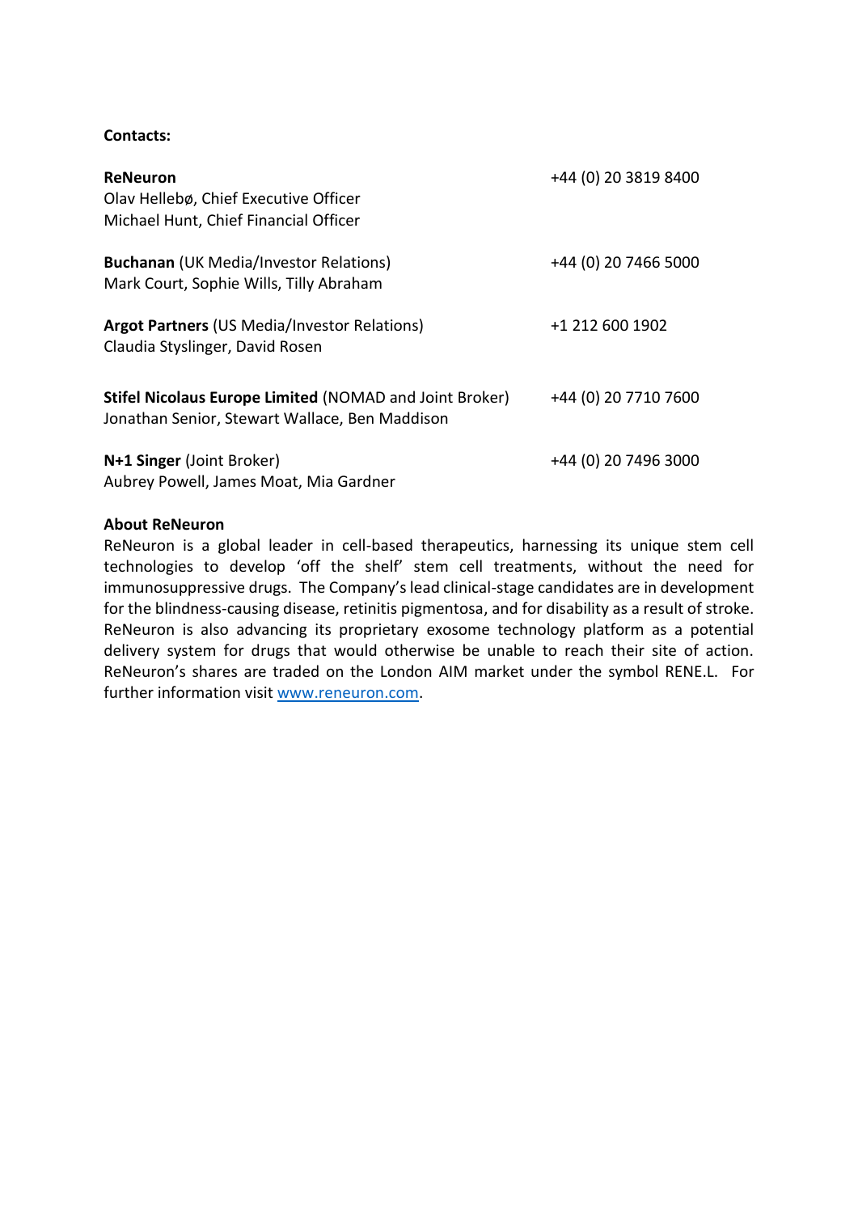**Contacts:**

| | |
|---|---|
| **ReNeuron**<br>Olav Hellebø, Chief Executive Officer<br>Michael Hunt, Chief Financial Officer | +44 (0) 20 3819 8400 |
| **Buchanan** (UK Media/Investor Relations)<br>Mark Court, Sophie Wills, Tilly Abraham | +44 (0) 20 7466 5000 |
| **Argot Partners** (US Media/Investor Relations)<br>Claudia Styslinger, David Rosen | +1 212 600 1902 |
| **Stifel Nicolaus Europe Limited** (NOMAD and Joint Broker)<br>Jonathan Senior, Stewart Wallace, Ben Maddison | +44 (0) 20 7710 7600 |
| **N+1 Singer** (Joint Broker)<br>Aubrey Powell, James Moat, Mia Gardner | +44 (0) 20 7496 3000 |

**About ReNeuron**

ReNeuron is a global leader in cell-based therapeutics, harnessing its unique stem cell technologies to develop 'off the shelf' stem cell treatments, without the need for immunosuppressive drugs. The Company's lead clinical-stage candidates are in development for the blindness-causing disease, retinitis pigmentosa, and for disability as a result of stroke. ReNeuron is also advancing its proprietary exosome technology platform as a potential delivery system for drugs that would otherwise be unable to reach their site of action. ReNeuron's shares are traded on the London AIM market under the symbol RENE.L. For further information visit www.reneuron.com.